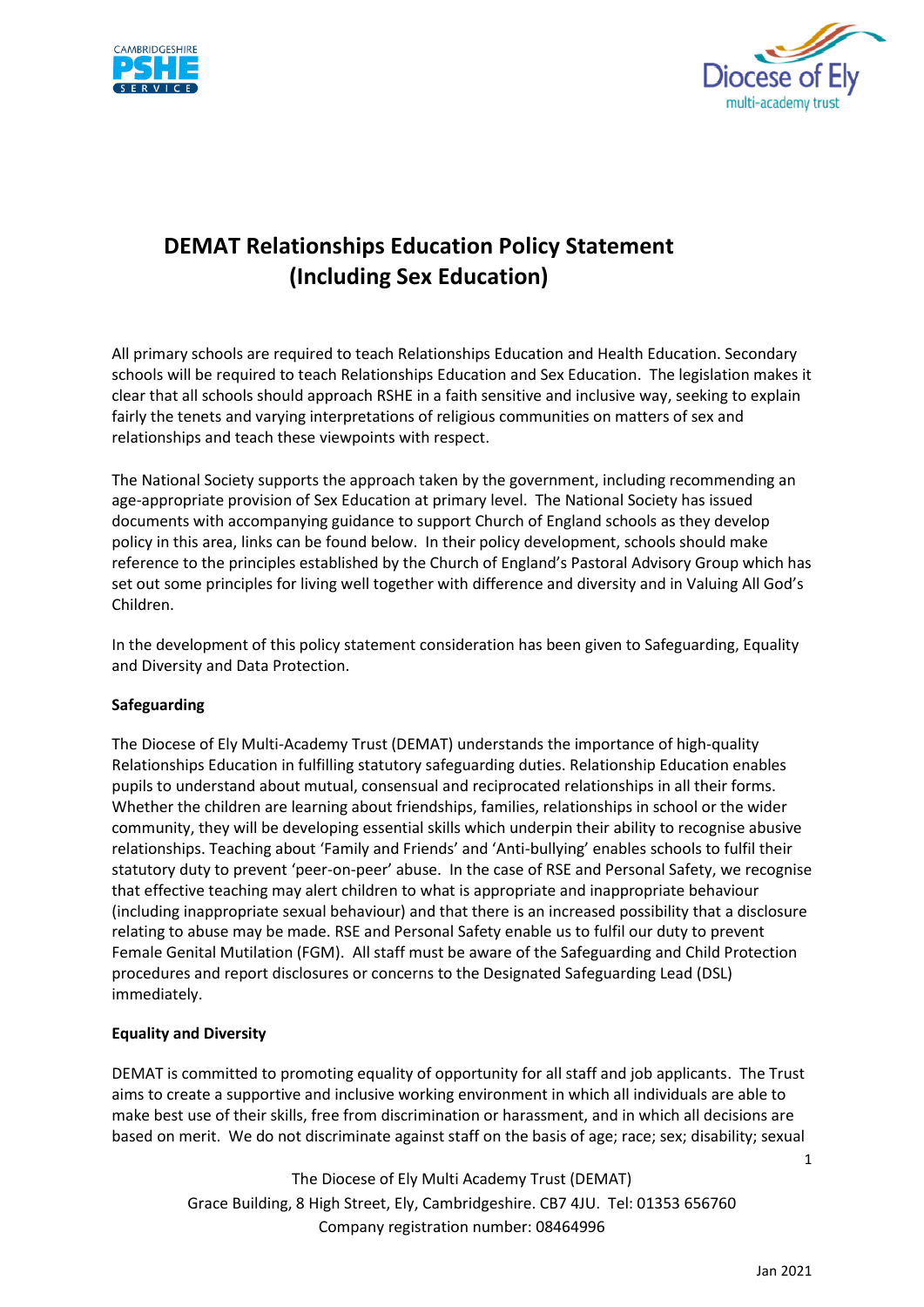# DEMAT Relationships Education Policy Statement (Including Sex Education)

All primary schools are required to teach Relationships Education and Health Education. Secondary schools will be required to teach Relationships Education and Sex Education. The legislation makes it clear that all schools should approach RSHE in a faith sensitive and inclusive way, seeking to explain fairly the tenets and varying interpretations of religious communities on matters of sex and relationships and teach these viewpoints with respect.

The National Society supports the approach taken by the government, including recommending an age-appropriate provision of Sex Education at primary level. The National Society has issued documents with accompanying guidance to support Church of England schools as they develop policy in this area, links can be found below. In their policy development, schools should make reference to the principles established by the Church of England's Pastoral Advisory Group which has set out some principles for living well together with difference and diversity and in Valuing All God's Children.

In the development of this policy statement consideration has been given to Safeguarding, Equality and Diversity and Data Protection.

**Safeguarding**

The Diocese of Ely Multi-Academy Trust (DEMAT) understands the importance of high-quality Relationships Education in fulfilling statutory safeguarding duties. Relationship Education enables pupils to understand about mutual, consensual and reciprocated relationships in all their forms. Whether the children are learning about friendships, families, relationships in school or the wider community, they will be developing essential skills which underpin their ability to recognise abusive relationships. Teaching about 'Family and Friends' and 'Anti-bullying' enables schools to fulfil their statutory duty to prevent 'peer-on-peer' abuse. In the case of RSE and Personal Safety, we recognise that effective teaching may alert children to what is appropriate and inappropriate behaviour (including inappropriate sexual behaviour) and that there is an increased possibility that a disclosure relating to abuse may be made. RSE and Personal Safety enable us to fulfil our duty to prevent Female Genital Mutilation (FGM). All staff must be aware of the Safeguarding and Child Protection procedures and report disclosures or concerns to the Designated Safeguarding Lead (DSL) immediately.

**Equality and Diversity**

DEMAT is committed to promoting equality of opportunity for all staff and job applicants. The Trust aims to create a supportive and inclusive working environment in which all individuals are able to make best use of their skills, free from discrimination or harassment, and in which all decisions are based on merit. We do not discriminate against staff on the basis of age; race; sex; disability; sexual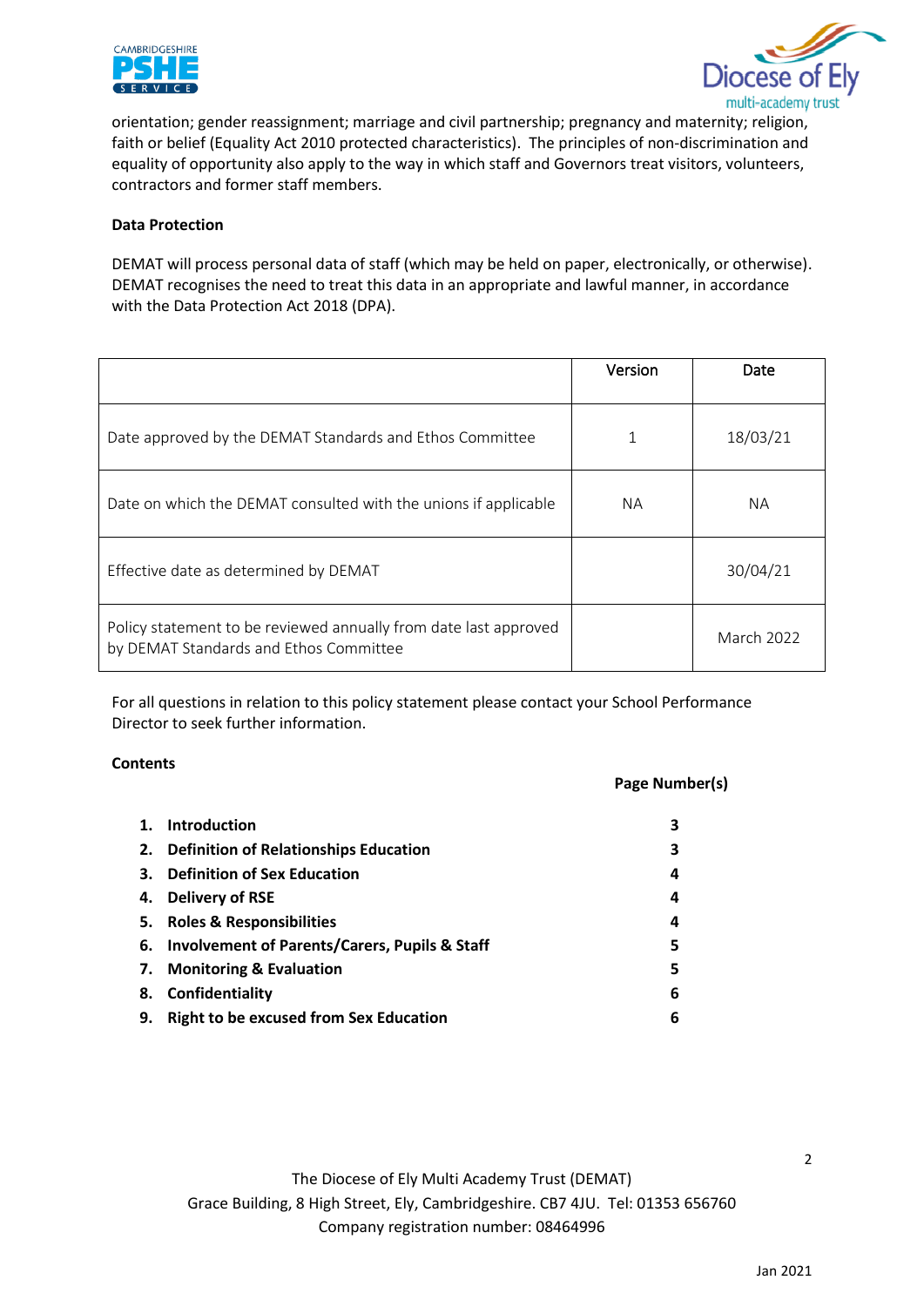orientation; gender reassignment; marriage and civil partnership; pregnancy and maternity; religion, faith or belief (Equality Act 2010 protected characteristics). The principles of non-discrimination and equality of opportunity also apply to the way in which staff and Governors treat visitors, volunteers, contractors and former staff members.

**Data Protection**

DEMAT will process personal data of staff (which may be held on paper, electronically, or otherwise). DEMAT recognises the need to treat this data in an appropriate and lawful manner, in accordance with the Data Protection Act 2018 (DPA).

| | Version | Date |
|---|---|---|
| Date approved by the DEMAT Standards and Ethos Committee | 1 | 18/03/21 |
| Date on which the DEMAT consulted with the unions if applicable | NA | NA |
| Effective date as determined by DEMAT | | 30/04/21 |
| Policy statement to be reviewed annually from date last approved by DEMAT Standards and Ethos Committee | | March 2022 |

For all questions in relation to this policy statement please contact your School Performance Director to seek further information.

**Contents**

| | Page Number(s) |
|---|---|
| **1. Introduction** | **3** |
| **2. Definition of Relationships Education** | **3** |
| **3. Definition of Sex Education** | **4** |
| **4. Delivery of RSE** | **4** |
| **5. Roles & Responsibilities** | **4** |
| **6. Involvement of Parents/Carers, Pupils & Staff** | **5** |
| **7. Monitoring & Evaluation** | **5** |
| **8. Confidentiality** | **6** |
| **9. Right to be excused from Sex Education** | **6** |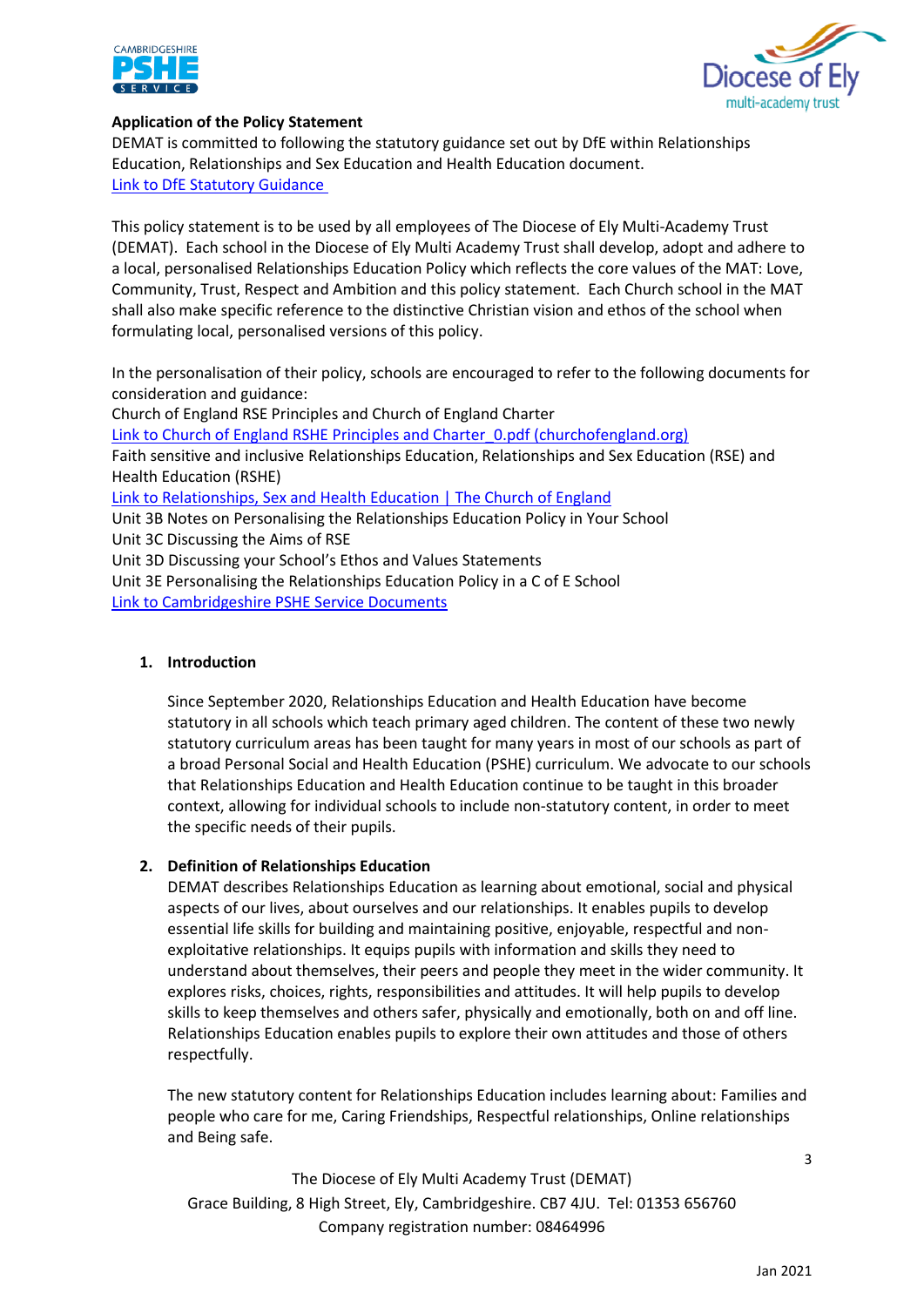**Application of the Policy Statement**

DEMAT is committed to following the statutory guidance set out by DfE within Relationships Education, Relationships and Sex Education and Health Education document.
Link to DfE Statutory Guidance

This policy statement is to be used by all employees of The Diocese of Ely Multi-Academy Trust (DEMAT). Each school in the Diocese of Ely Multi Academy Trust shall develop, adopt and adhere to a local, personalised Relationships Education Policy which reflects the core values of the MAT: Love, Community, Trust, Respect and Ambition and this policy statement. Each Church school in the MAT shall also make specific reference to the distinctive Christian vision and ethos of the school when formulating local, personalised versions of this policy.

In the personalisation of their policy, schools are encouraged to refer to the following documents for consideration and guidance:
Church of England RSE Principles and Church of England Charter
Link to Church of England RSHE Principles and Charter_0.pdf (churchofengland.org)
Faith sensitive and inclusive Relationships Education, Relationships and Sex Education (RSE) and Health Education (RSHE)
Link to Relationships, Sex and Health Education | The Church of England
Unit 3B Notes on Personalising the Relationships Education Policy in Your School
Unit 3C Discussing the Aims of RSE
Unit 3D Discussing your School's Ethos and Values Statements
Unit 3E Personalising the Relationships Education Policy in a C of E School
Link to Cambridgeshire PSHE Service Documents

1. **Introduction**

   Since September 2020, Relationships Education and Health Education have become statutory in all schools which teach primary aged children. The content of these two newly statutory curriculum areas has been taught for many years in most of our schools as part of a broad Personal Social and Health Education (PSHE) curriculum. We advocate to our schools that Relationships Education and Health Education continue to be taught in this broader context, allowing for individual schools to include non-statutory content, in order to meet the specific needs of their pupils.

2. **Definition of Relationships Education**

   DEMAT describes Relationships Education as learning about emotional, social and physical aspects of our lives, about ourselves and our relationships. It enables pupils to develop essential life skills for building and maintaining positive, enjoyable, respectful and non-exploitative relationships. It equips pupils with information and skills they need to understand about themselves, their peers and people they meet in the wider community. It explores risks, choices, rights, responsibilities and attitudes. It will help pupils to develop skills to keep themselves and others safer, physically and emotionally, both on and off line. Relationships Education enables pupils to explore their own attitudes and those of others respectfully.

   The new statutory content for Relationships Education includes learning about: Families and people who care for me, Caring Friendships, Respectful relationships, Online relationships and Being safe.

The Diocese of Ely Multi Academy Trust (DEMAT)
Grace Building, 8 High Street, Ely, Cambridgeshire. CB7 4JU. Tel: 01353 656760
Company registration number: 08464996

Jan 2021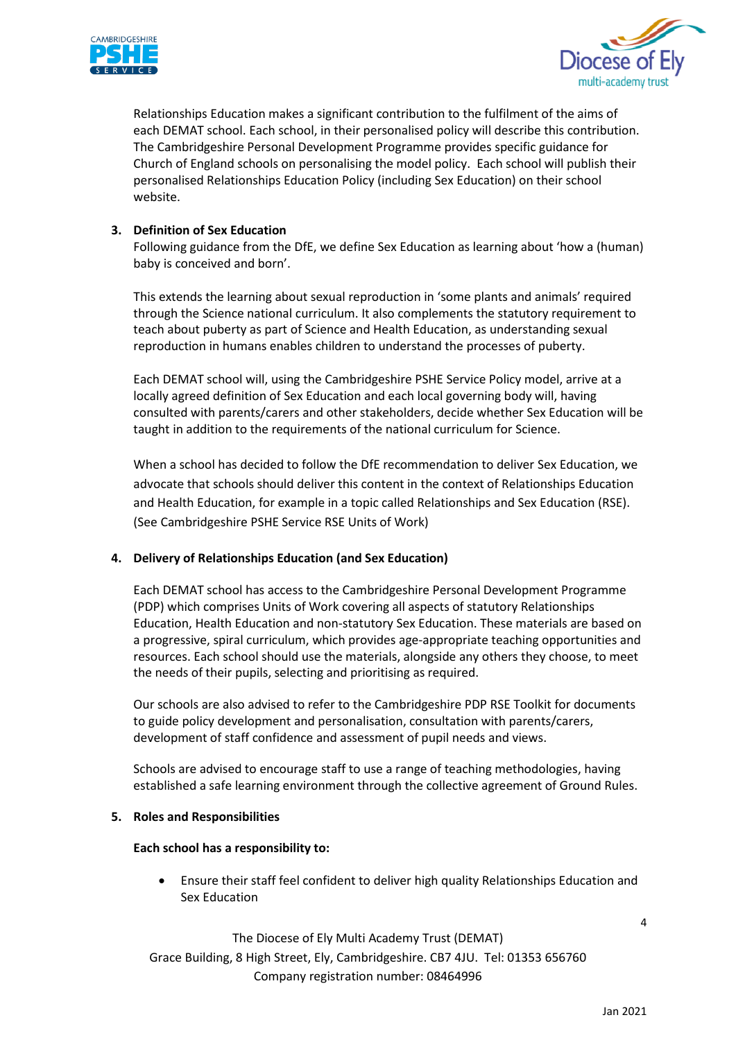Relationships Education makes a significant contribution to the fulfilment of the aims of each DEMAT school. Each school, in their personalised policy will describe this contribution. The Cambridgeshire Personal Development Programme provides specific guidance for Church of England schools on personalising the model policy. Each school will publish their personalised Relationships Education Policy (including Sex Education) on their school website.

**3. Definition of Sex Education**

Following guidance from the DfE, we define Sex Education as learning about 'how a (human) baby is conceived and born'.

This extends the learning about sexual reproduction in 'some plants and animals' required through the Science national curriculum. It also complements the statutory requirement to teach about puberty as part of Science and Health Education, as understanding sexual reproduction in humans enables children to understand the processes of puberty.

Each DEMAT school will, using the Cambridgeshire PSHE Service Policy model, arrive at a locally agreed definition of Sex Education and each local governing body will, having consulted with parents/carers and other stakeholders, decide whether Sex Education will be taught in addition to the requirements of the national curriculum for Science.

When a school has decided to follow the DfE recommendation to deliver Sex Education, we advocate that schools should deliver this content in the context of Relationships Education and Health Education, for example in a topic called Relationships and Sex Education (RSE). (See Cambridgeshire PSHE Service RSE Units of Work)

**4. Delivery of Relationships Education (and Sex Education)**

Each DEMAT school has access to the Cambridgeshire Personal Development Programme (PDP) which comprises Units of Work covering all aspects of statutory Relationships Education, Health Education and non-statutory Sex Education. These materials are based on a progressive, spiral curriculum, which provides age-appropriate teaching opportunities and resources. Each school should use the materials, alongside any others they choose, to meet the needs of their pupils, selecting and prioritising as required.

Our schools are also advised to refer to the Cambridgeshire PDP RSE Toolkit for documents to guide policy development and personalisation, consultation with parents/carers, development of staff confidence and assessment of pupil needs and views.

Schools are advised to encourage staff to use a range of teaching methodologies, having established a safe learning environment through the collective agreement of Ground Rules.

**5. Roles and Responsibilities**

**Each school has a responsibility to:**

- Ensure their staff feel confident to deliver high quality Relationships Education and Sex Education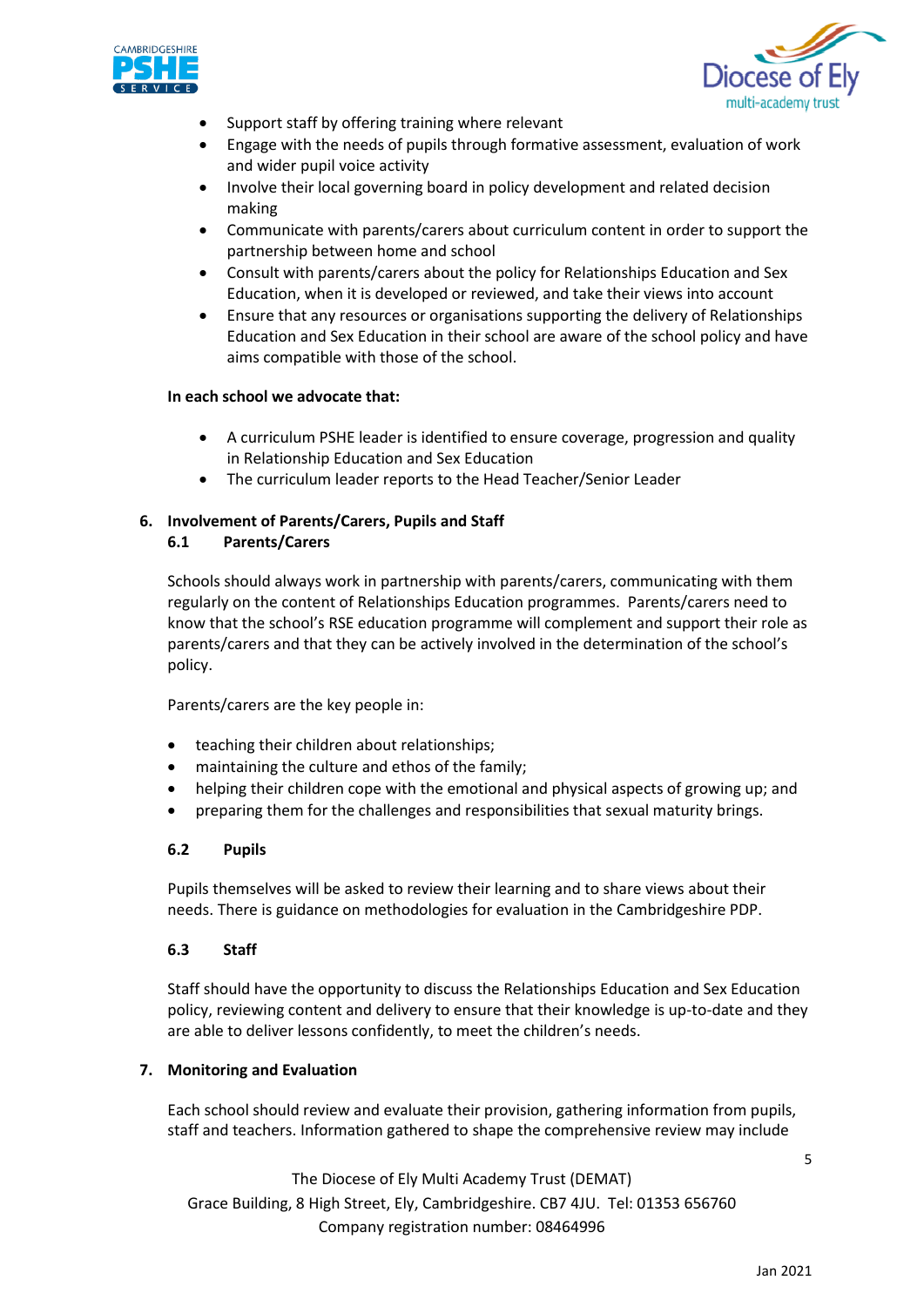- Support staff by offering training where relevant
- Engage with the needs of pupils through formative assessment, evaluation of work and wider pupil voice activity
- Involve their local governing board in policy development and related decision making
- Communicate with parents/carers about curriculum content in order to support the partnership between home and school
- Consult with parents/carers about the policy for Relationships Education and Sex Education, when it is developed or reviewed, and take their views into account
- Ensure that any resources or organisations supporting the delivery of Relationships Education and Sex Education in their school are aware of the school policy and have aims compatible with those of the school.

**In each school we advocate that:**

- A curriculum PSHE leader is identified to ensure coverage, progression and quality in Relationship Education and Sex Education
- The curriculum leader reports to the Head Teacher/Senior Leader

## 6. Involvement of Parents/Carers, Pupils and Staff

### 6.1 Parents/Carers

Schools should always work in partnership with parents/carers, communicating with them regularly on the content of Relationships Education programmes. Parents/carers need to know that the school's RSE education programme will complement and support their role as parents/carers and that they can be actively involved in the determination of the school's policy.

Parents/carers are the key people in:

- teaching their children about relationships;
- maintaining the culture and ethos of the family;
- helping their children cope with the emotional and physical aspects of growing up; and
- preparing them for the challenges and responsibilities that sexual maturity brings.

### 6.2 Pupils

Pupils themselves will be asked to review their learning and to share views about their needs. There is guidance on methodologies for evaluation in the Cambridgeshire PDP.

### 6.3 Staff

Staff should have the opportunity to discuss the Relationships Education and Sex Education policy, reviewing content and delivery to ensure that their knowledge is up-to-date and they are able to deliver lessons confidently, to meet the children's needs.

## 7. Monitoring and Evaluation

Each school should review and evaluate their provision, gathering information from pupils, staff and teachers. Information gathered to shape the comprehensive review may include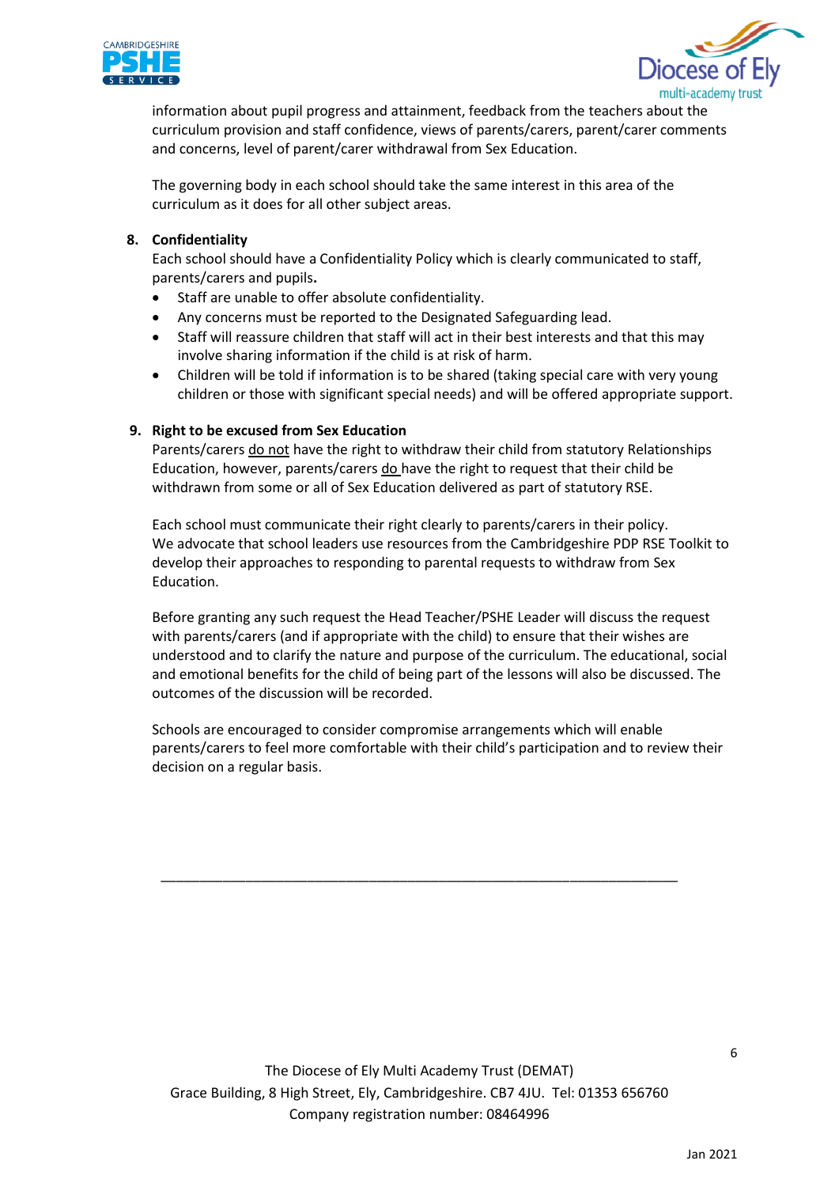information about pupil progress and attainment, feedback from the teachers about the curriculum provision and staff confidence, views of parents/carers, parent/carer comments and concerns, level of parent/carer withdrawal from Sex Education.

The governing body in each school should take the same interest in this area of the curriculum as it does for all other subject areas.

## 8. Confidentiality

Each school should have a Confidentiality Policy which is clearly communicated to staff, parents/carers and pupils**.**

- Staff are unable to offer absolute confidentiality.
- Any concerns must be reported to the Designated Safeguarding lead.
- Staff will reassure children that staff will act in their best interests and that this may involve sharing information if the child is at risk of harm.
- Children will be told if information is to be shared (taking special care with very young children or those with significant special needs) and will be offered appropriate support.

## 9. Right to be excused from Sex Education

Parents/carers do not have the right to withdraw their child from statutory Relationships Education, however, parents/carers do have the right to request that their child be withdrawn from some or all of Sex Education delivered as part of statutory RSE.

Each school must communicate their right clearly to parents/carers in their policy. We advocate that school leaders use resources from the Cambridgeshire PDP RSE Toolkit to develop their approaches to responding to parental requests to withdraw from Sex Education.

Before granting any such request the Head Teacher/PSHE Leader will discuss the request with parents/carers (and if appropriate with the child) to ensure that their wishes are understood and to clarify the nature and purpose of the curriculum. The educational, social and emotional benefits for the child of being part of the lessons will also be discussed. The outcomes of the discussion will be recorded.

Schools are encouraged to consider compromise arrangements which will enable parents/carers to feel more comfortable with their child's participation and to review their decision on a regular basis.

---